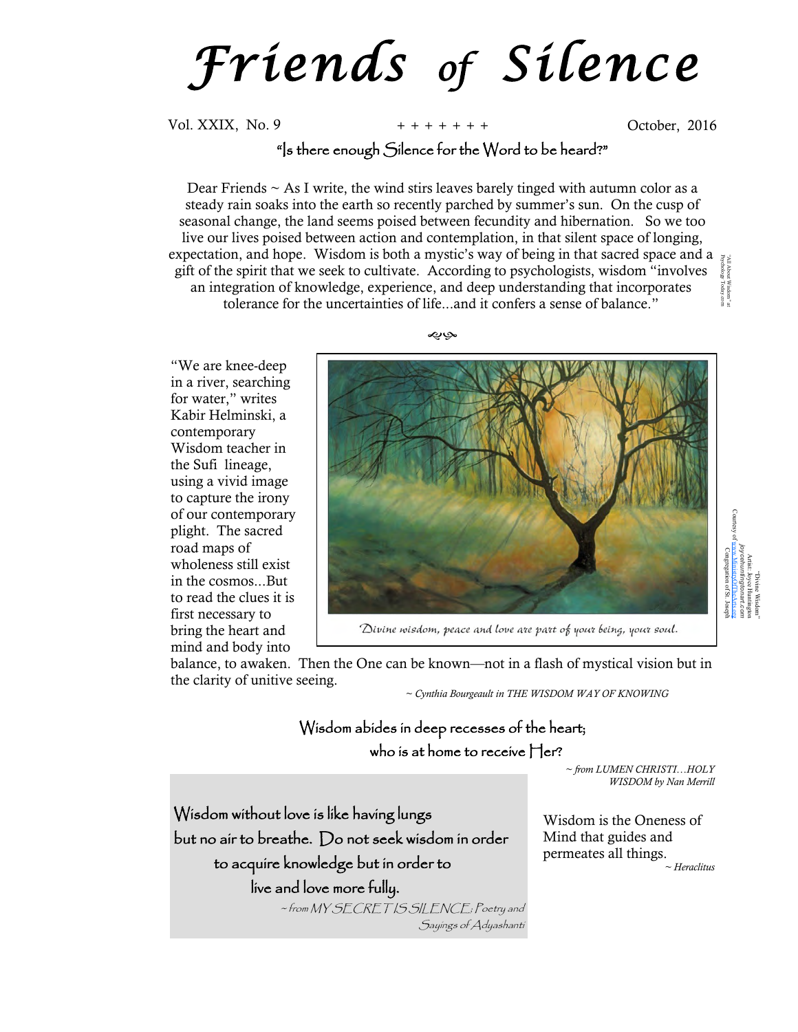# Friends of Silence

Vol. XXIX, No. 9 + + + + + + + October, 2016

"Is there enough Silence for the Word to be heard?"

Dear Friends ~ As I write, the wind stirs leaves barely tinged with autumn color as a steady rain soaks into the earth so recently parched by summer's sun. On the cusp of seasonal change, the land seems poised between fecundity and hibernation. So we too live our lives poised between action and contemplation, in that silent space of longing, expectation, and hope. Wisdom is both a mystic's way of being in that sacred space and a gift of the spirit that we seek to cultivate. According to psychologists, wisdom "involves an integration of knowledge, experience, and deep understanding that incorporates tolerance for the uncertainties of life...and it confers a sense of balance."

"All About Wisdom" at Psychology Today.com

"We are knee-deep in a river, searching for water," writes Kabir Helminski, a contemporary Wisdom teacher in the Sufi lineage, using a vivid image to capture the irony of our contemporary plight. The sacred road maps of wholeness still exist in the cosmos...But to read the clues it is first necessary to bring the heart and mind and body into balance, to awaken. Then the One can be known—not in a flash of mystical vision but in the clarity of unitive seeing.

~ *Cynthia Bourgeault in THE WISDOM WAY OF KNOWING*

*Divine wisdom, peace and love are part of your being, your soul.*

"Divine Wisdom" Artist: Joyce Huntington joycehuntingtonart.com Courtesy of www.MinistryOfTheArts.org Congregation of St. Joseph

Wisdom abides in deep recesses of the heart;
who is at home to receive Her?

~ *from LUMEN CHRISTI…HOLY WISDOM by Nan Merrill*

Wisdom without love is like having lungs but no air to breathe. Do not seek wisdom in order to acquire knowledge but in order to live and love more fully.

~ *from MY SECRET IS SILENCE: Poetry and Sayings of Adyashanti*

Wisdom is the Oneness of Mind that guides and permeates all things.

~ *Heraclitus*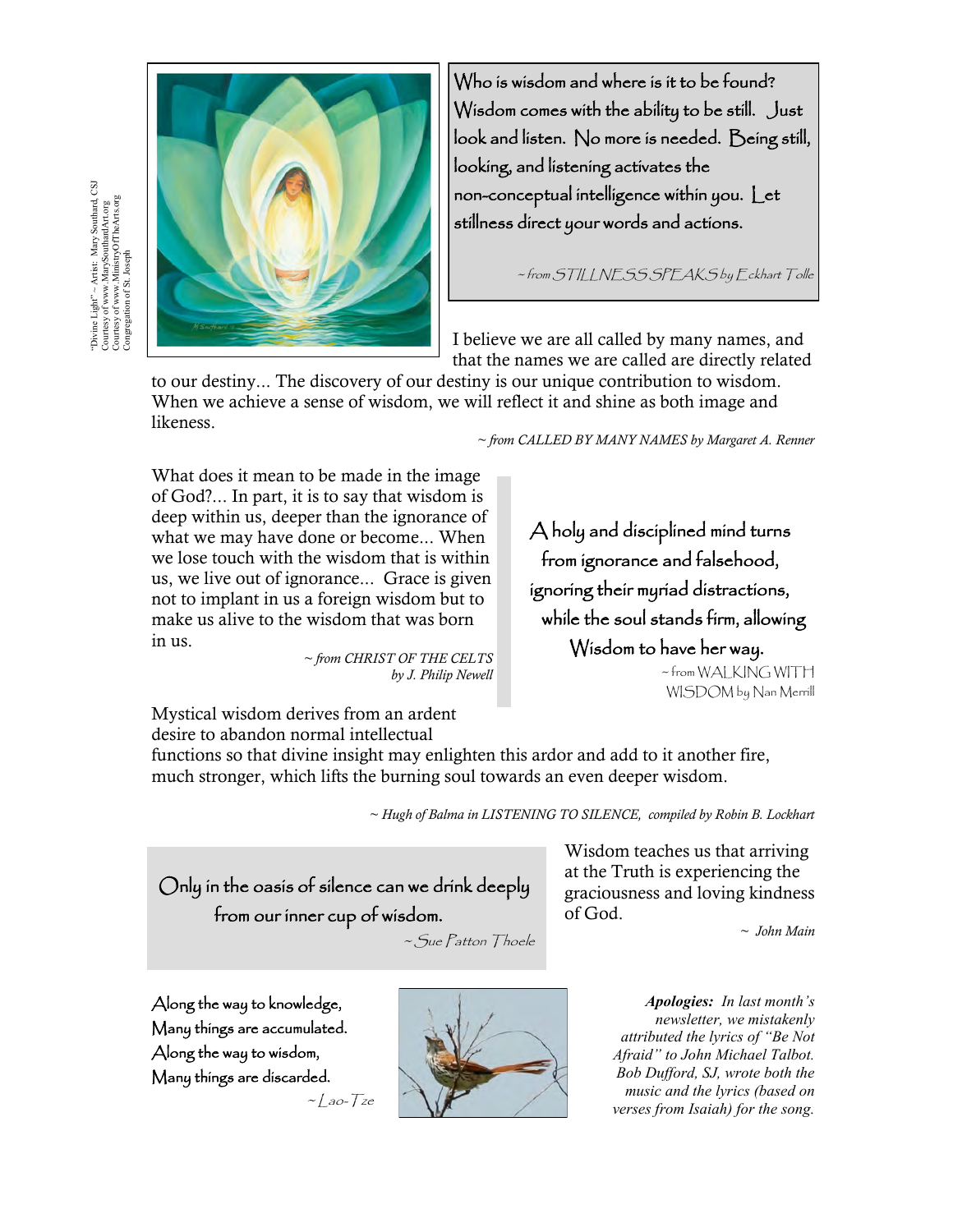"Divine Light" ~ Artist: Mary Southard, CSJ
Courtesy of www.MarySouthardArt.org
Courtesy of www.MinistryOfTheArts.org
Congregation of St. Joseph

Who is wisdom and where is it to be found? Wisdom comes with the ability to be still. Just look and listen. No more is needed. Being still, looking, and listening activates the non-conceptual intelligence within you. Let stillness direct your words and actions.

~ from STILLNESS SPEAKS by Eckhart Tolle

I believe we are all called by many names, and that the names we are called are directly related to our destiny... The discovery of our destiny is our unique contribution to wisdom. When we achieve a sense of wisdom, we will reflect it and shine as both image and likeness.

*~ from CALLED BY MANY NAMES by Margaret A. Renner*

What does it mean to be made in the image of God?... In part, it is to say that wisdom is deep within us, deeper than the ignorance of what we may have done or become... When we lose touch with the wisdom that is within us, we live out of ignorance... Grace is given not to implant in us a foreign wisdom but to make us alive to the wisdom that was born in us.

*~ from CHRIST OF THE CELTS by J. Philip Newell*

A holy and disciplined mind turns from ignorance and falsehood, ignoring their myriad distractions, while the soul stands firm, allowing Wisdom to have her way.

~ from WALKING WITH WISDOM by Nan Merrill

Mystical wisdom derives from an ardent desire to abandon normal intellectual functions so that divine insight may enlighten this ardor and add to it another fire, much stronger, which lifts the burning soul towards an even deeper wisdom.

*~ Hugh of Balma in LISTENING TO SILENCE, compiled by Robin B. Lockhart*

Only in the oasis of silence can we drink deeply from our inner cup of wisdom.

~ Sue Patton Thoele

Wisdom teaches us that arriving at the Truth is experiencing the graciousness and loving kindness of God.

*~ John Main*

Along the way to knowledge,
Many things are accumulated.
Along the way to wisdom,
Many things are discarded.

~ Lao-Tze

***Apologies:*** *In last month's newsletter, we mistakenly attributed the lyrics of "Be Not Afraid" to John Michael Talbot. Bob Dufford, SJ, wrote both the music and the lyrics (based on verses from Isaiah) for the song.*